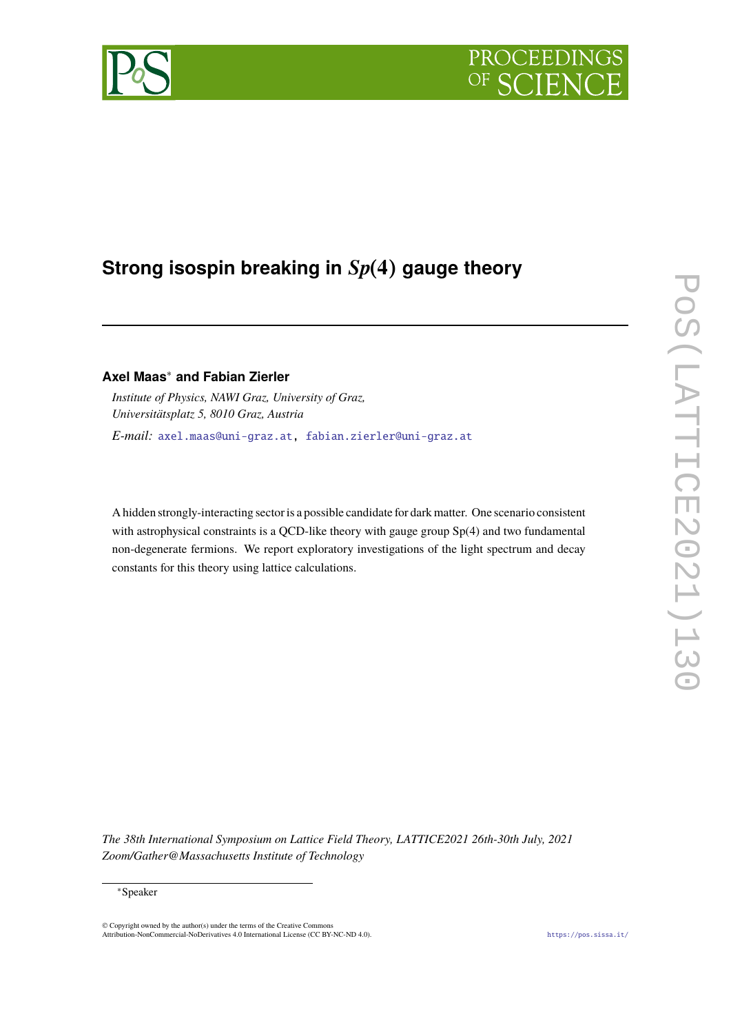# Strong isospin breaking in $Sp(4)$ gauge theory

**Axel Maas*** **and Fabian Zierler**

*Institute of Physics, NAWI Graz, University of Graz,*
*Universitätsplatz 5, 8010 Graz, Austria*

*E-mail:* axel.maas@uni-graz.at, fabian.zierler@uni-graz.at

A hidden strongly-interacting sector is a possible candidate for dark matter. One scenario consistent with astrophysical constraints is a QCD-like theory with gauge group Sp(4) and two fundamental non-degenerate fermions. We report exploratory investigations of the light spectrum and decay constants for this theory using lattice calculations.

*The 38th International Symposium on Lattice Field Theory, LATTICE2021 26th-30th July, 2021*
*Zoom/Gather@Massachusetts Institute of Technology*

*Speaker

© Copyright owned by the author(s) under the terms of the Creative Commons Attribution-NonCommercial-NoDerivatives 4.0 International License (CC BY-NC-ND 4.0).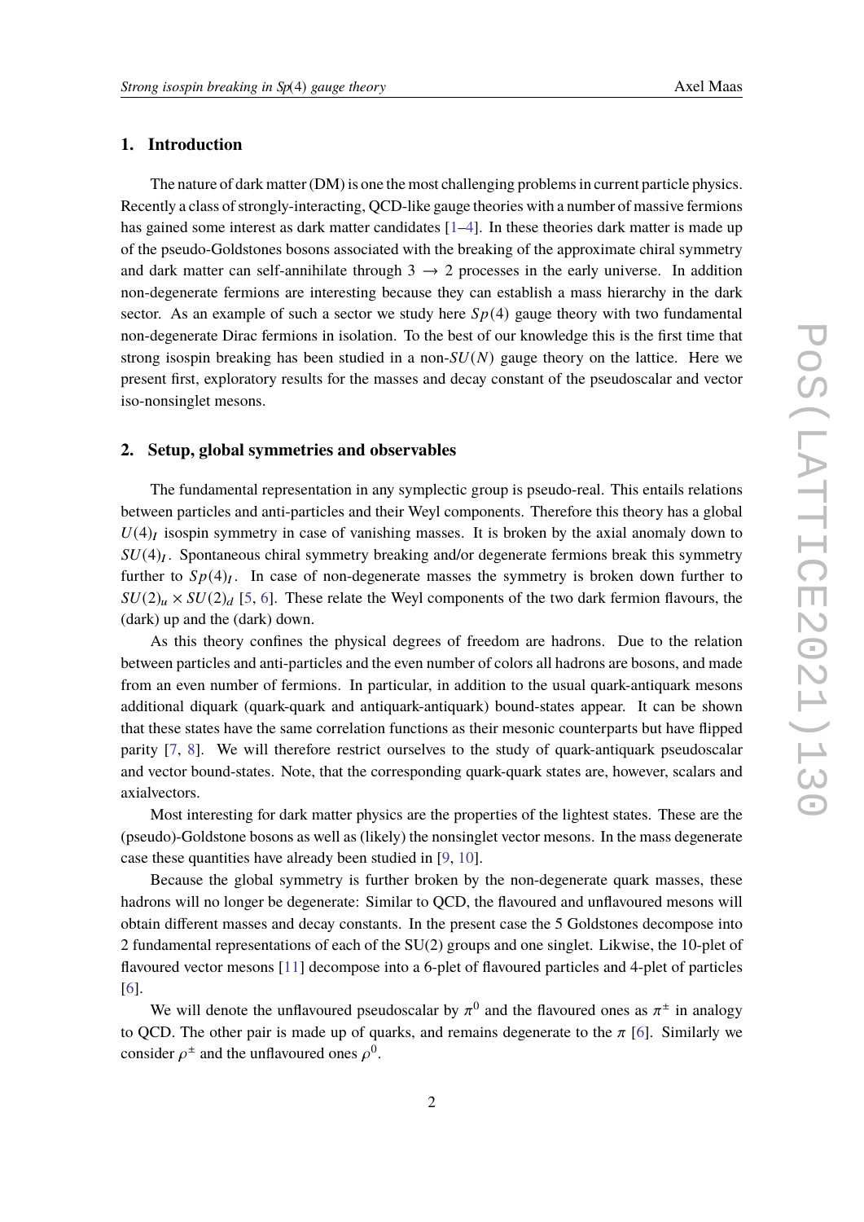## 1. Introduction

The nature of dark matter (DM) is one the most challenging problems in current particle physics. Recently a class of strongly-interacting, QCD-like gauge theories with a number of massive fermions has gained some interest as dark matter candidates [1–4]. In these theories dark matter is made up of the pseudo-Goldstones bosons associated with the breaking of the approximate chiral symmetry and dark matter can self-annihilate through $3 \to 2$ processes in the early universe. In addition non-degenerate fermions are interesting because they can establish a mass hierarchy in the dark sector. As an example of such a sector we study here $Sp(4)$ gauge theory with two fundamental non-degenerate Dirac fermions in isolation. To the best of our knowledge this is the first time that strong isospin breaking has been studied in a non-$SU(N)$ gauge theory on the lattice. Here we present first, exploratory results for the masses and decay constant of the pseudoscalar and vector iso-nonsinglet mesons.

## 2. Setup, global symmetries and observables

The fundamental representation in any symplectic group is pseudo-real. This entails relations between particles and anti-particles and their Weyl components. Therefore this theory has a global $U(4)_I$ isospin symmetry in case of vanishing masses. It is broken by the axial anomaly down to $SU(4)_I$. Spontaneous chiral symmetry breaking and/or degenerate fermions break this symmetry further to $Sp(4)_I$. In case of non-degenerate masses the symmetry is broken down further to $SU(2)_u \times SU(2)_d$ [5, 6]. These relate the Weyl components of the two dark fermion flavours, the (dark) up and the (dark) down.

As this theory confines the physical degrees of freedom are hadrons. Due to the relation between particles and anti-particles and the even number of colors all hadrons are bosons, and made from an even number of fermions. In particular, in addition to the usual quark-antiquark mesons additional diquark (quark-quark and antiquark-antiquark) bound-states appear. It can be shown that these states have the same correlation functions as their mesonic counterparts but have flipped parity [7, 8]. We will therefore restrict ourselves to the study of quark-antiquark pseudoscalar and vector bound-states. Note, that the corresponding quark-quark states are, however, scalars and axialvectors.

Most interesting for dark matter physics are the properties of the lightest states. These are the (pseudo)-Goldstone bosons as well as (likely) the nonsinglet vector mesons. In the mass degenerate case these quantities have already been studied in [9, 10].

Because the global symmetry is further broken by the non-degenerate quark masses, these hadrons will no longer be degenerate: Similar to QCD, the flavoured and unflavoured mesons will obtain different masses and decay constants. In the present case the 5 Goldstones decompose into 2 fundamental representations of each of the SU(2) groups and one singlet. Likwise, the 10-plet of flavoured vector mesons [11] decompose into a 6-plet of flavoured particles and 4-plet of particles [6].

We will denote the unflavoured pseudoscalar by $\pi^0$ and the flavoured ones as $\pi^\pm$ in analogy to QCD. The other pair is made up of quarks, and remains degenerate to the $\pi$ [6]. Similarly we consider $\rho^\pm$ and the unflavoured ones $\rho^0$.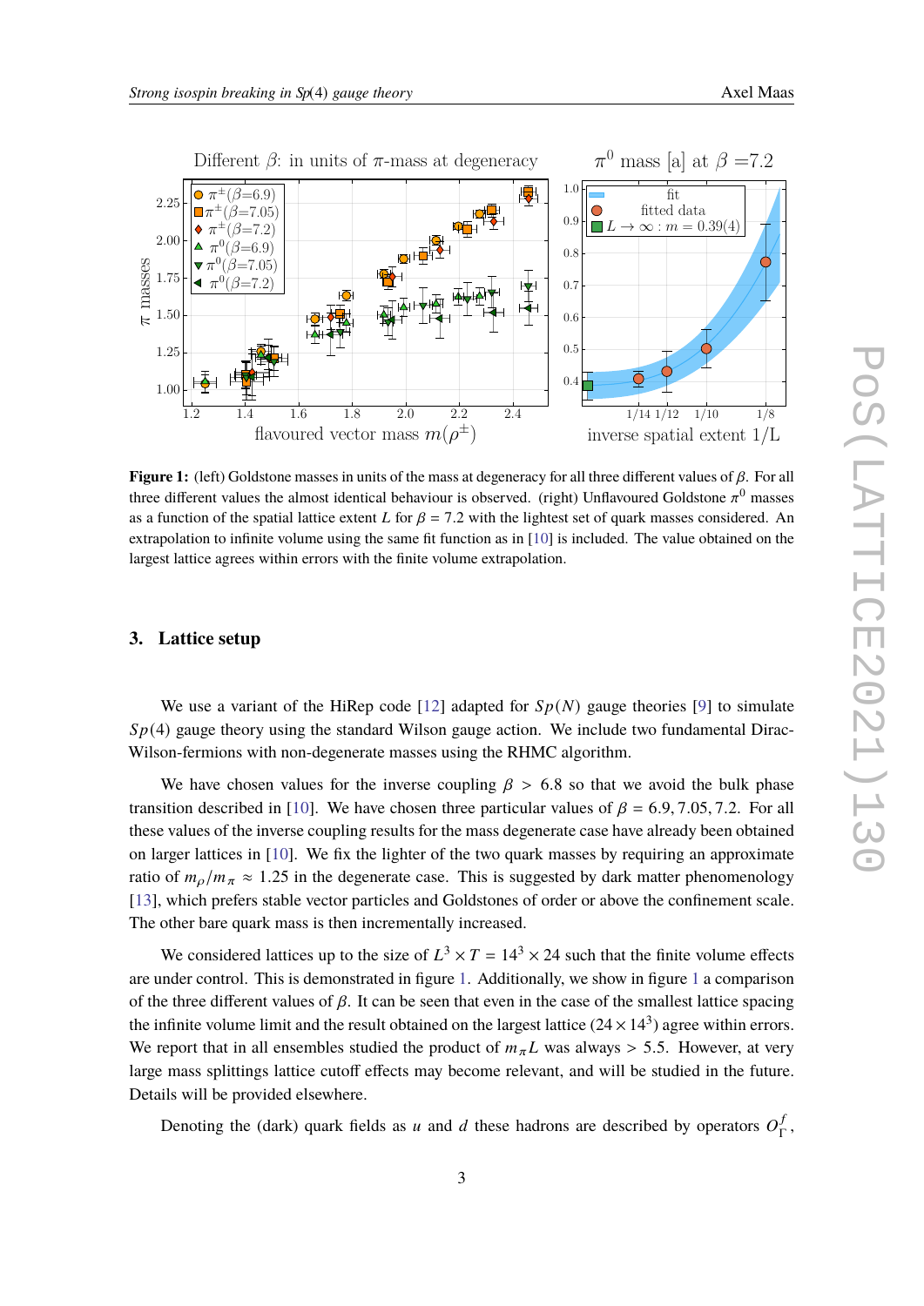**Figure 1:** (left) Goldstone masses in units of the mass at degeneracy for all three different values of $\beta$. For all three different values the almost identical behaviour is observed. (right) Unflavoured Goldstone $\pi^0$ masses as a function of the spatial lattice extent $L$ for $\beta = 7.2$ with the lightest set of quark masses considered. An extrapolation to infinite volume using the same fit function as in [10] is included. The value obtained on the largest lattice agrees within errors with the finite volume extrapolation.

## 3. Lattice setup

We use a variant of the HiRep code [12] adapted for $Sp(N)$ gauge theories [9] to simulate $Sp(4)$ gauge theory using the standard Wilson gauge action. We include two fundamental Dirac-Wilson-fermions with non-degenerate masses using the RHMC algorithm.

We have chosen values for the inverse coupling $\beta > 6.8$ so that we avoid the bulk phase transition described in [10]. We have chosen three particular values of $\beta = 6.9, 7.05, 7.2$. For all these values of the inverse coupling results for the mass degenerate case have already been obtained on larger lattices in [10]. We fix the lighter of the two quark masses by requiring an approximate ratio of $m_\rho/m_\pi \approx 1.25$ in the degenerate case. This is suggested by dark matter phenomenology [13], which prefers stable vector particles and Goldstones of order or above the confinement scale. The other bare quark mass is then incrementally increased.

We considered lattices up to the size of $L^3 \times T = 14^3 \times 24$ such that the finite volume effects are under control. This is demonstrated in figure 1. Additionally, we show in figure 1 a comparison of the three different values of $\beta$. It can be seen that even in the case of the smallest lattice spacing the infinite volume limit and the result obtained on the largest lattice ($24 \times 14^3$) agree within errors. We report that in all ensembles studied the product of $m_\pi L$ was always $> 5.5$. However, at very large mass splittings lattice cutoff effects may become relevant, and will be studied in the future. Details will be provided elsewhere.

Denoting the (dark) quark fields as $u$ and $d$ these hadrons are described by operators $O_\Gamma^f$,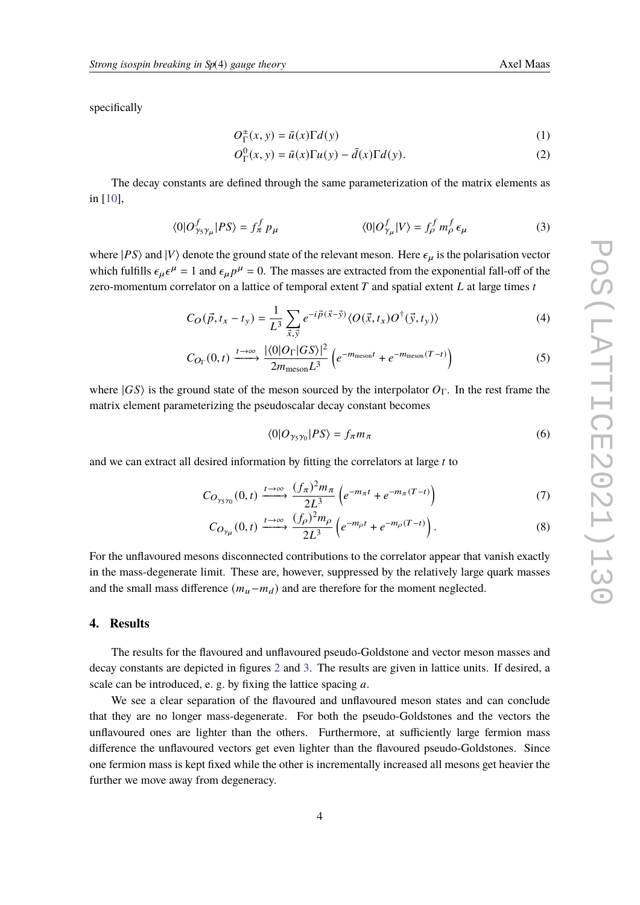specifically

$$O_{\Gamma}^{\pm}(x, y) = \bar{u}(x)\Gamma d(y) \tag{1}$$

$$O_{\Gamma}^{0}(x, y) = \bar{u}(x)\Gamma u(y) - \bar{d}(x)\Gamma d(y). \tag{2}$$

The decay constants are defined through the same parameterization of the matrix elements as in [10],

$$\langle 0|O^f_{\gamma_5\gamma_\mu}|PS\rangle = f^f_\pi\, p_\mu \qquad\qquad \langle 0|O^f_{\gamma_\mu}|V\rangle = f^f_\rho\, m^f_\rho\, \epsilon_\mu \tag{3}$$

where $|PS\rangle$ and $|V\rangle$ denote the ground state of the relevant meson. Here $\epsilon_\mu$ is the polarisation vector which fulfills $\epsilon_\mu \epsilon^\mu = 1$ and $\epsilon_\mu p^\mu = 0$. The masses are extracted from the exponential fall-off of the zero-momentum correlator on a lattice of temporal extent $T$ and spatial extent $L$ at large times $t$

$$C_O(\vec{p}, t_x - t_y) = \frac{1}{L^3} \sum_{\vec{x},\vec{y}} e^{-i\vec{p}(\vec{x}-\vec{y})} \langle O(\vec{x}, t_x) O^\dagger(\vec{y}, t_y)\rangle \tag{4}$$

$$C_{O_\Gamma}(0, t) \xrightarrow{t\to\infty} \frac{|\langle 0|O_\Gamma|GS\rangle|^2}{2m_{\text{meson}} L^3} \left(e^{-m_{\text{meson}} t} + e^{-m_{\text{meson}}(T-t)}\right) \tag{5}$$

where $|GS\rangle$ is the ground state of the meson sourced by the interpolator $O_\Gamma$. In the rest frame the matrix element parameterizing the pseudoscalar decay constant becomes

$$\langle 0|O_{\gamma_5\gamma_0}|PS\rangle = f_\pi m_\pi \tag{6}$$

and we can extract all desired information by fitting the correlators at large $t$ to

$$C_{O_{\gamma_5\gamma_0}}(0, t) \xrightarrow{t\to\infty} \frac{(f_\pi)^2 m_\pi}{2L^3} \left(e^{-m_\pi t} + e^{-m_\pi (T-t)}\right) \tag{7}$$

$$C_{O_{\gamma_\mu}}(0, t) \xrightarrow{t\to\infty} \frac{(f_\rho)^2 m_\rho}{2L^3} \left(e^{-m_\rho t} + e^{-m_\rho (T-t)}\right). \tag{8}$$

For the unflavoured mesons disconnected contributions to the correlator appear that vanish exactly in the mass-degenerate limit. These are, however, suppressed by the relatively large quark masses and the small mass difference $(m_u - m_d)$ and are therefore for the moment neglected.

## 4. Results

The results for the flavoured and unflavoured pseudo-Goldstone and vector meson masses and decay constants are depicted in figures 2 and 3. The results are given in lattice units. If desired, a scale can be introduced, e. g. by fixing the lattice spacing $a$.

We see a clear separation of the flavoured and unflavoured meson states and can conclude that they are no longer mass-degenerate. For both the pseudo-Goldstones and the vectors the unflavoured ones are lighter than the others. Furthermore, at sufficiently large fermion mass difference the unflavoured vectors get even lighter than the flavoured pseudo-Goldstones. Since one fermion mass is kept fixed while the other is incrementally increased all mesons get heavier the further we move away from degeneracy.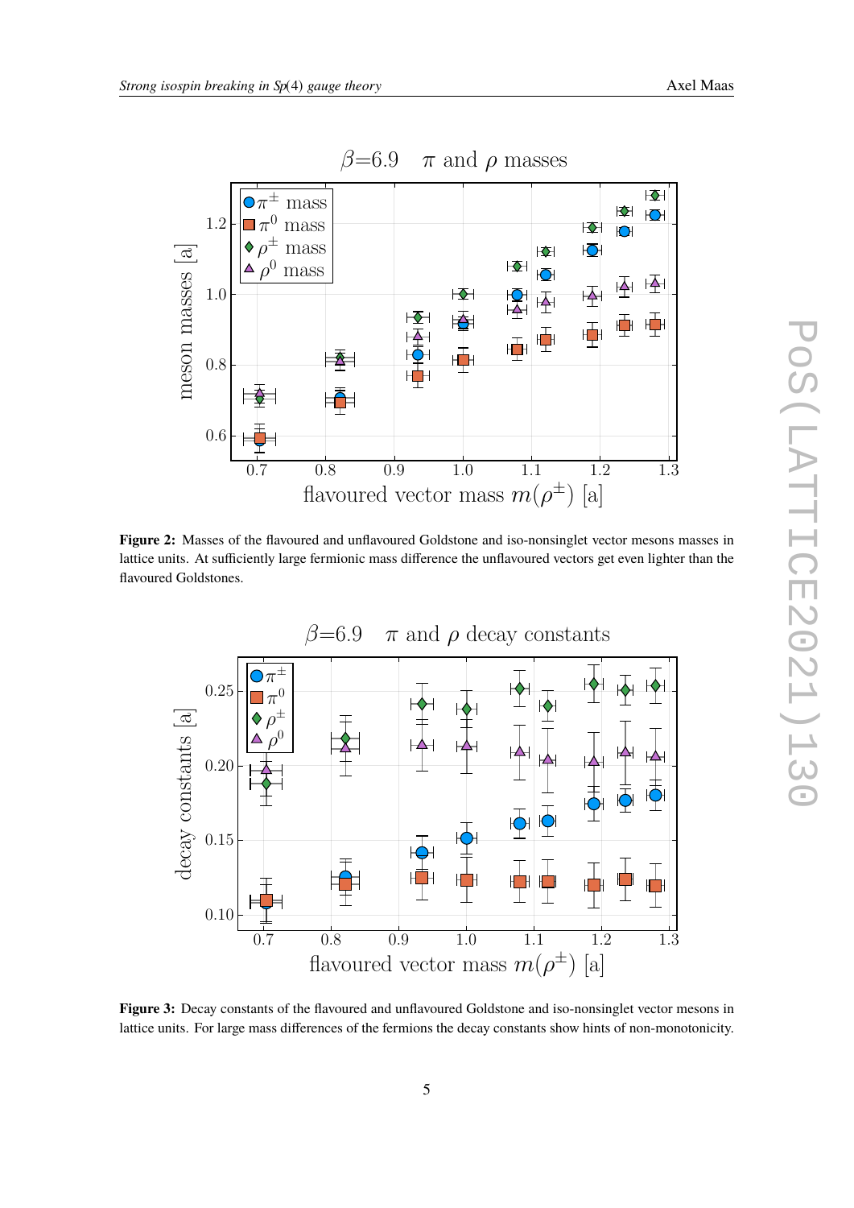**Figure 2:** Masses of the flavoured and unflavoured Goldstone and iso-nonsinglet vector mesons masses in lattice units. At sufficiently large fermionic mass difference the unflavoured vectors get even lighter than the flavoured Goldstones.

**Figure 3:** Decay constants of the flavoured and unflavoured Goldstone and iso-nonsinglet vector mesons in lattice units. For large mass differences of the fermions the decay constants show hints of non-monotonicity.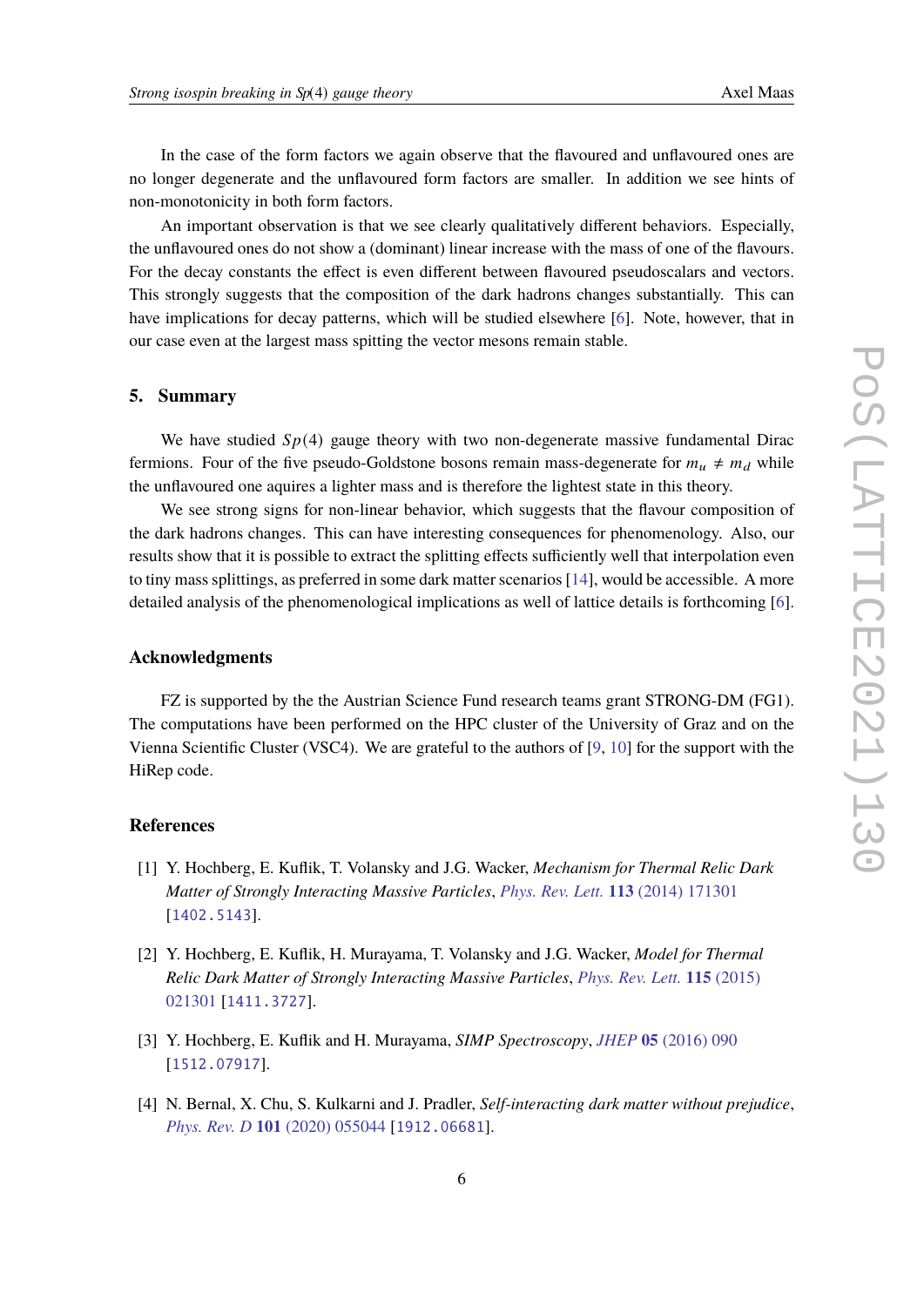In the case of the form factors we again observe that the flavoured and unflavoured ones are no longer degenerate and the unflavoured form factors are smaller. In addition we see hints of non-monotonicity in both form factors.

An important observation is that we see clearly qualitatively different behaviors. Especially, the unflavoured ones do not show a (dominant) linear increase with the mass of one of the flavours. For the decay constants the effect is even different between flavoured pseudoscalars and vectors. This strongly suggests that the composition of the dark hadrons changes substantially. This can have implications for decay patterns, which will be studied elsewhere [6]. Note, however, that in our case even at the largest mass spitting the vector mesons remain stable.

## 5. Summary

We have studied $Sp(4)$ gauge theory with two non-degenerate massive fundamental Dirac fermions. Four of the five pseudo-Goldstone bosons remain mass-degenerate for $m_u \neq m_d$ while the unflavoured one aquires a lighter mass and is therefore the lightest state in this theory.

We see strong signs for non-linear behavior, which suggests that the flavour composition of the dark hadrons changes. This can have interesting consequences for phenomenology. Also, our results show that it is possible to extract the splitting effects sufficiently well that interpolation even to tiny mass splittings, as preferred in some dark matter scenarios [14], would be accessible. A more detailed analysis of the phenomenological implications as well of lattice details is forthcoming [6].

## Acknowledgments

FZ is supported by the the Austrian Science Fund research teams grant STRONG-DM (FG1). The computations have been performed on the HPC cluster of the University of Graz and on the Vienna Scientific Cluster (VSC4). We are grateful to the authors of [9, 10] for the support with the HiRep code.

## References

[1] Y. Hochberg, E. Kuflik, T. Volansky and J.G. Wacker, *Mechanism for Thermal Relic Dark Matter of Strongly Interacting Massive Particles*, *Phys. Rev. Lett.* **113** (2014) 171301 [1402.5143].

[2] Y. Hochberg, E. Kuflik, H. Murayama, T. Volansky and J.G. Wacker, *Model for Thermal Relic Dark Matter of Strongly Interacting Massive Particles*, *Phys. Rev. Lett.* **115** (2015) 021301 [1411.3727].

[3] Y. Hochberg, E. Kuflik and H. Murayama, *SIMP Spectroscopy*, *JHEP* **05** (2016) 090 [1512.07917].

[4] N. Bernal, X. Chu, S. Kulkarni and J. Pradler, *Self-interacting dark matter without prejudice*, *Phys. Rev. D* **101** (2020) 055044 [1912.06681].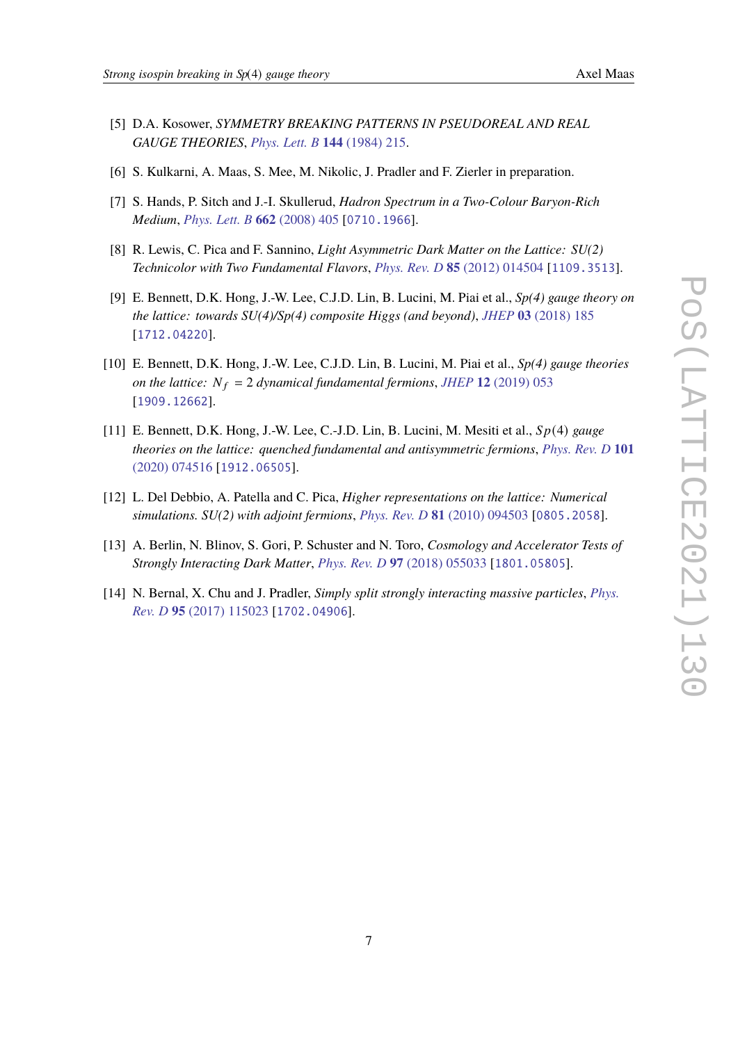[5] D.A. Kosower, *SYMMETRY BREAKING PATTERNS IN PSEUDOREAL AND REAL GAUGE THEORIES*, Phys. Lett. B **144** (1984) 215.

[6] S. Kulkarni, A. Maas, S. Mee, M. Nikolic, J. Pradler and F. Zierler in preparation.

[7] S. Hands, P. Sitch and J.-I. Skullerud, *Hadron Spectrum in a Two-Colour Baryon-Rich Medium*, Phys. Lett. B **662** (2008) 405 [0710.1966].

[8] R. Lewis, C. Pica and F. Sannino, *Light Asymmetric Dark Matter on the Lattice: SU(2) Technicolor with Two Fundamental Flavors*, Phys. Rev. D **85** (2012) 014504 [1109.3513].

[9] E. Bennett, D.K. Hong, J.-W. Lee, C.J.D. Lin, B. Lucini, M. Piai et al., *Sp(4) gauge theory on the lattice: towards SU(4)/Sp(4) composite Higgs (and beyond)*, JHEP **03** (2018) 185 [1712.04220].

[10] E. Bennett, D.K. Hong, J.-W. Lee, C.J.D. Lin, B. Lucini, M. Piai et al., *Sp(4) gauge theories on the lattice: $N_f = 2$ dynamical fundamental fermions*, JHEP **12** (2019) 053 [1909.12662].

[11] E. Bennett, D.K. Hong, J.-W. Lee, C.-J.D. Lin, B. Lucini, M. Mesiti et al., *$Sp(4)$ gauge theories on the lattice: quenched fundamental and antisymmetric fermions*, Phys. Rev. D **101** (2020) 074516 [1912.06505].

[12] L. Del Debbio, A. Patella and C. Pica, *Higher representations on the lattice: Numerical simulations. SU(2) with adjoint fermions*, Phys. Rev. D **81** (2010) 094503 [0805.2058].

[13] A. Berlin, N. Blinov, S. Gori, P. Schuster and N. Toro, *Cosmology and Accelerator Tests of Strongly Interacting Dark Matter*, Phys. Rev. D **97** (2018) 055033 [1801.05805].

[14] N. Bernal, X. Chu and J. Pradler, *Simply split strongly interacting massive particles*, Phys. Rev. D **95** (2017) 115023 [1702.04906].